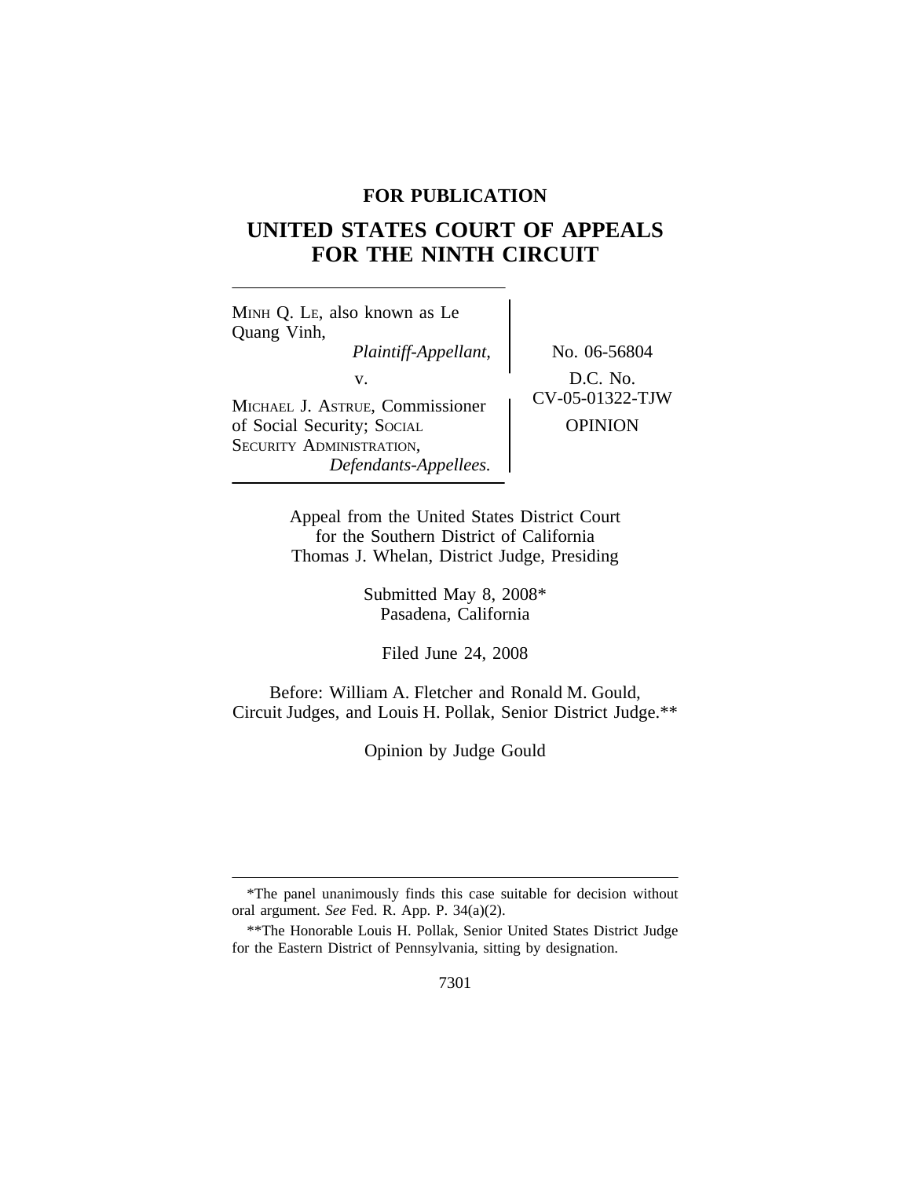**FOR PUBLICATION**

# UNITED STATES COURT OF APPEALS FOR THE NINTH CIRCUIT

MINH Q. LE, also known as Le Quang Vinh,
*Plaintiff-Appellant,*

v.

MICHAEL J. ASTRUE, Commissioner of Social Security; SOCIAL SECURITY ADMINISTRATION,
*Defendants-Appellees.*

No. 06-56804

D.C. No. CV-05-01322-TJW

OPINION

Appeal from the United States District Court for the Southern District of California
Thomas J. Whelan, District Judge, Presiding

Submitted May 8, 2008*
Pasadena, California

Filed June 24, 2008

Before: William A. Fletcher and Ronald M. Gould, Circuit Judges, and Louis H. Pollak, Senior District Judge.**

Opinion by Judge Gould

---

*The panel unanimously finds this case suitable for decision without oral argument. *See* Fed. R. App. P. 34(a)(2).

**The Honorable Louis H. Pollak, Senior United States District Judge for the Eastern District of Pennsylvania, sitting by designation.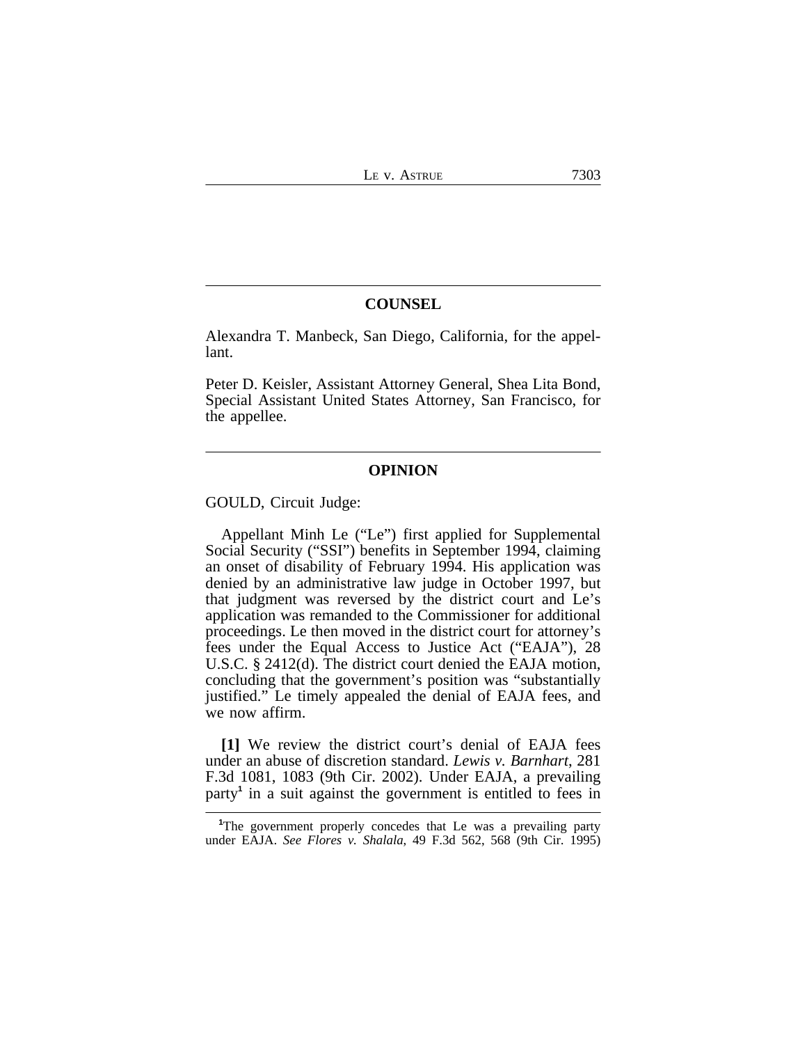## COUNSEL

Alexandra T. Manbeck, San Diego, California, for the appellant.

Peter D. Keisler, Assistant Attorney General, Shea Lita Bond, Special Assistant United States Attorney, San Francisco, for the appellee.

## OPINION

GOULD, Circuit Judge:

Appellant Minh Le ("Le") first applied for Supplemental Social Security ("SSI") benefits in September 1994, claiming an onset of disability of February 1994. His application was denied by an administrative law judge in October 1997, but that judgment was reversed by the district court and Le's application was remanded to the Commissioner for additional proceedings. Le then moved in the district court for attorney's fees under the Equal Access to Justice Act ("EAJA"), 28 U.S.C. § 2412(d). The district court denied the EAJA motion, concluding that the government's position was "substantially justified." Le timely appealed the denial of EAJA fees, and we now affirm.

**[1]** We review the district court's denial of EAJA fees under an abuse of discretion standard. *Lewis v. Barnhart*, 281 F.3d 1081, 1083 (9th Cir. 2002). Under EAJA, a prevailing party[1] in a suit against the government is entitled to fees in

---

[1]The government properly concedes that Le was a prevailing party under EAJA. *See Flores v. Shalala*, 49 F.3d 562, 568 (9th Cir. 1995)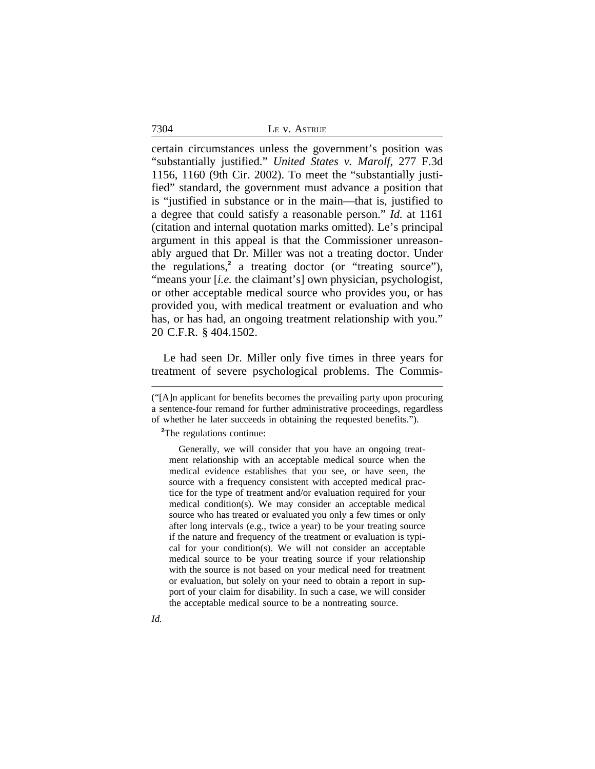certain circumstances unless the government's position was "substantially justified." *United States v. Marolf*, 277 F.3d 1156, 1160 (9th Cir. 2002). To meet the "substantially justified" standard, the government must advance a position that is "justified in substance or in the main—that is, justified to a degree that could satisfy a reasonable person." *Id.* at 1161 (citation and internal quotation marks omitted). Le's principal argument in this appeal is that the Commissioner unreasonably argued that Dr. Miller was not a treating doctor. Under the regulations,[2] a treating doctor (or "treating source"), "means your [*i.e.* the claimant's] own physician, psychologist, or other acceptable medical source who provides you, or has provided you, with medical treatment or evaluation and who has, or has had, an ongoing treatment relationship with you." 20 C.F.R. § 404.1502.

Le had seen Dr. Miller only five times in three years for treatment of severe psychological problems. The Commis-

---

("[A]n applicant for benefits becomes the prevailing party upon procuring a sentence-four remand for further administrative proceedings, regardless of whether he later succeeds in obtaining the requested benefits.").

[2]The regulations continue:

> Generally, we will consider that you have an ongoing treatment relationship with an acceptable medical source when the medical evidence establishes that you see, or have seen, the source with a frequency consistent with accepted medical practice for the type of treatment and/or evaluation required for your medical condition(s). We may consider an acceptable medical source who has treated or evaluated you only a few times or only after long intervals (e.g., twice a year) to be your treating source if the nature and frequency of the treatment or evaluation is typical for your condition(s). We will not consider an acceptable medical source to be your treating source if your relationship with the source is not based on your medical need for treatment or evaluation, but solely on your need to obtain a report in support of your claim for disability. In such a case, we will consider the acceptable medical source to be a nontreating source.

*Id.*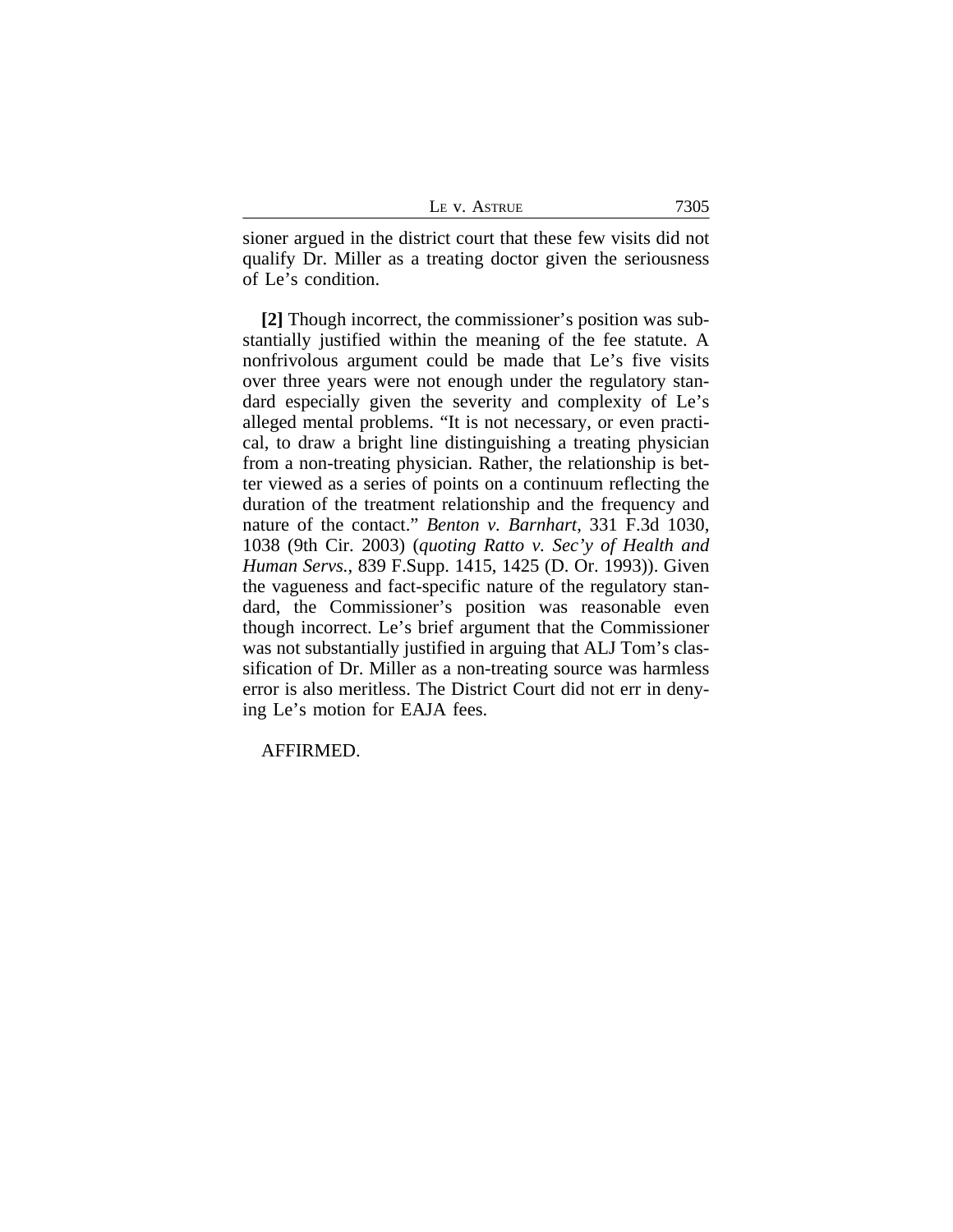sioner argued in the district court that these few visits did not qualify Dr. Miller as a treating doctor given the seriousness of Le's condition.

**[2]** Though incorrect, the commissioner's position was substantially justified within the meaning of the fee statute. A nonfrivolous argument could be made that Le's five visits over three years were not enough under the regulatory standard especially given the severity and complexity of Le's alleged mental problems. "It is not necessary, or even practical, to draw a bright line distinguishing a treating physician from a non-treating physician. Rather, the relationship is better viewed as a series of points on a continuum reflecting the duration of the treatment relationship and the frequency and nature of the contact." *Benton v. Barnhart*, 331 F.3d 1030, 1038 (9th Cir. 2003) (*quoting Ratto v. Sec'y of Health and Human Servs.*, 839 F.Supp. 1415, 1425 (D. Or. 1993)). Given the vagueness and fact-specific nature of the regulatory standard, the Commissioner's position was reasonable even though incorrect. Le's brief argument that the Commissioner was not substantially justified in arguing that ALJ Tom's classification of Dr. Miller as a non-treating source was harmless error is also meritless. The District Court did not err in denying Le's motion for EAJA fees.

AFFIRMED.